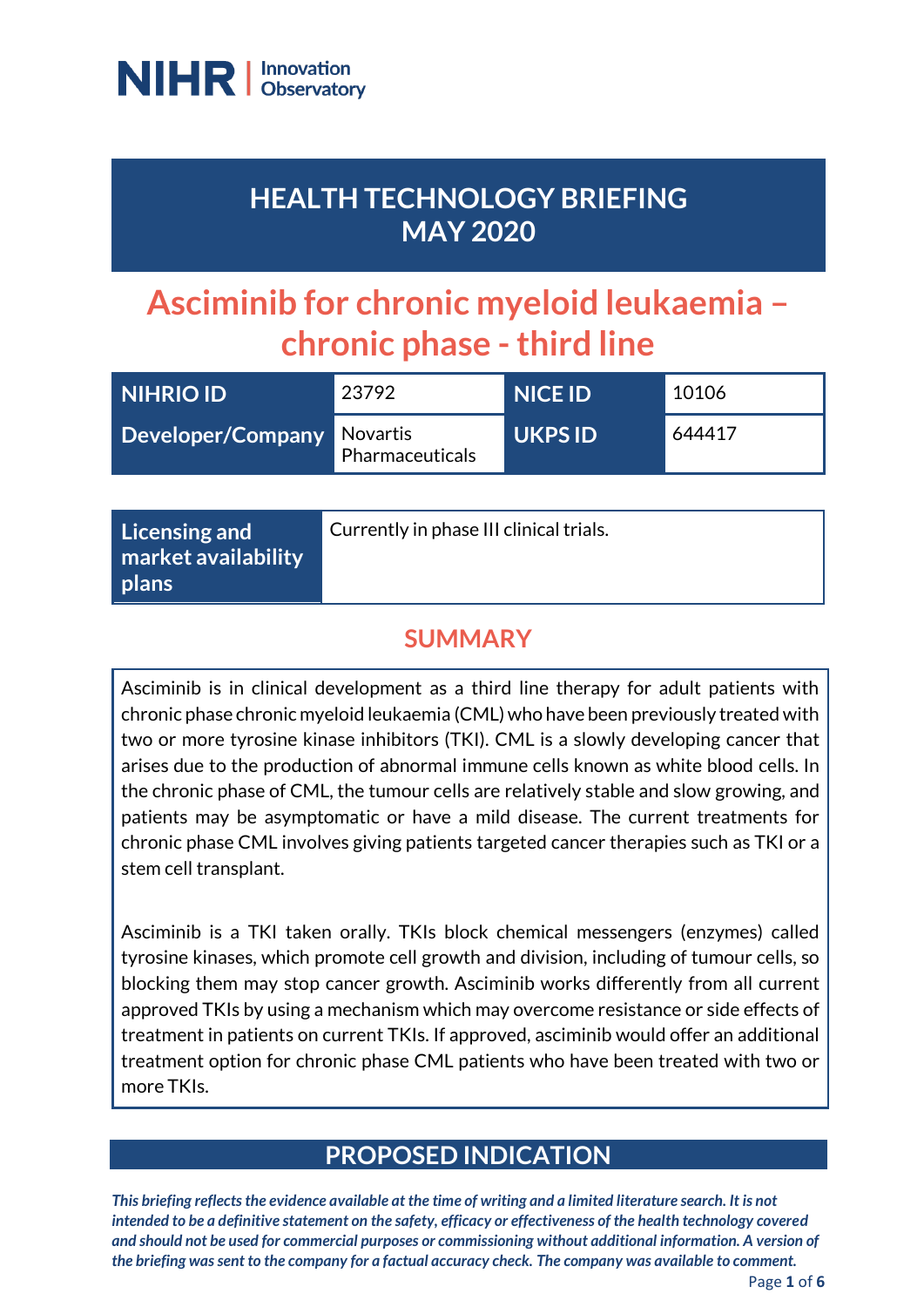NIHR | Innovation Observatory

# HEALTH TECHNOLOGY BRIEFING MAY 2020

# Asciminib for chronic myeloid leukaemia – chronic phase - third line

| NIHRIO ID | 23792 | NICE ID | 10106 |
|---|---|---|---|
| Developer/Company | Novartis Pharmaceuticals | UKPS ID | 644417 |

| Licensing and market availability plans | Currently in phase III clinical trials. |
|---|---|

## SUMMARY

Asciminib is in clinical development as a third line therapy for adult patients with chronic phase chronic myeloid leukaemia (CML) who have been previously treated with two or more tyrosine kinase inhibitors (TKI). CML is a slowly developing cancer that arises due to the production of abnormal immune cells known as white blood cells. In the chronic phase of CML, the tumour cells are relatively stable and slow growing, and patients may be asymptomatic or have a mild disease. The current treatments for chronic phase CML involves giving patients targeted cancer therapies such as TKI or a stem cell transplant.

Asciminib is a TKI taken orally. TKIs block chemical messengers (enzymes) called tyrosine kinases, which promote cell growth and division, including of tumour cells, so blocking them may stop cancer growth. Asciminib works differently from all current approved TKIs by using a mechanism which may overcome resistance or side effects of treatment in patients on current TKIs. If approved, asciminib would offer an additional treatment option for chronic phase CML patients who have been treated with two or more TKIs.

## PROPOSED INDICATION

***This briefing reflects the evidence available at the time of writing and a limited literature search. It is not intended to be a definitive statement on the safety, efficacy or effectiveness of the health technology covered and should not be used for commercial purposes or commissioning without additional information. A version of the briefing was sent to the company for a factual accuracy check. The company was available to comment.***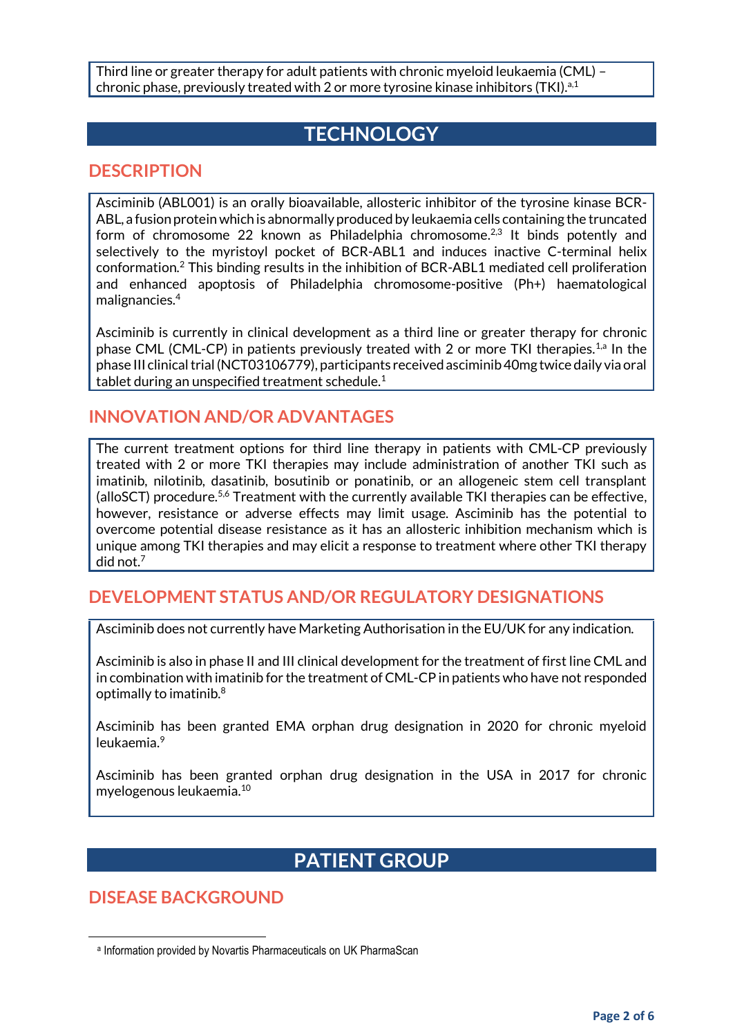Third line or greater therapy for adult patients with chronic myeloid leukaemia (CML) – chronic phase, previously treated with 2 or more tyrosine kinase inhibitors (TKI).[a,1]

# TECHNOLOGY

## DESCRIPTION

Asciminib (ABL001) is an orally bioavailable, allosteric inhibitor of the tyrosine kinase BCR-ABL, a fusion protein which is abnormally produced by leukaemia cells containing the truncated form of chromosome 22 known as Philadelphia chromosome.[2,3] It binds potently and selectively to the myristoyl pocket of BCR-ABL1 and induces inactive C-terminal helix conformation.[2] This binding results in the inhibition of BCR-ABL1 mediated cell proliferation and enhanced apoptosis of Philadelphia chromosome-positive (Ph+) haematological malignancies.[4]

Asciminib is currently in clinical development as a third line or greater therapy for chronic phase CML (CML-CP) in patients previously treated with 2 or more TKI therapies.[1,a] In the phase III clinical trial (NCT03106779), participants received asciminib 40mg twice daily via oral tablet during an unspecified treatment schedule.[1]

## INNOVATION AND/OR ADVANTAGES

The current treatment options for third line therapy in patients with CML-CP previously treated with 2 or more TKI therapies may include administration of another TKI such as imatinib, nilotinib, dasatinib, bosutinib or ponatinib, or an allogeneic stem cell transplant (alloSCT) procedure.[5,6] Treatment with the currently available TKI therapies can be effective, however, resistance or adverse effects may limit usage. Asciminib has the potential to overcome potential disease resistance as it has an allosteric inhibition mechanism which is unique among TKI therapies and may elicit a response to treatment where other TKI therapy did not.[7]

## DEVELOPMENT STATUS AND/OR REGULATORY DESIGNATIONS

Asciminib does not currently have Marketing Authorisation in the EU/UK for any indication.

Asciminib is also in phase II and III clinical development for the treatment of first line CML and in combination with imatinib for the treatment of CML-CP in patients who have not responded optimally to imatinib.[8]

Asciminib has been granted EMA orphan drug designation in 2020 for chronic myeloid leukaemia.[9]

Asciminib has been granted orphan drug designation in the USA in 2017 for chronic myelogenous leukaemia.[10]

# PATIENT GROUP

## DISEASE BACKGROUND

[a] Information provided by Novartis Pharmaceuticals on UK PharmaScan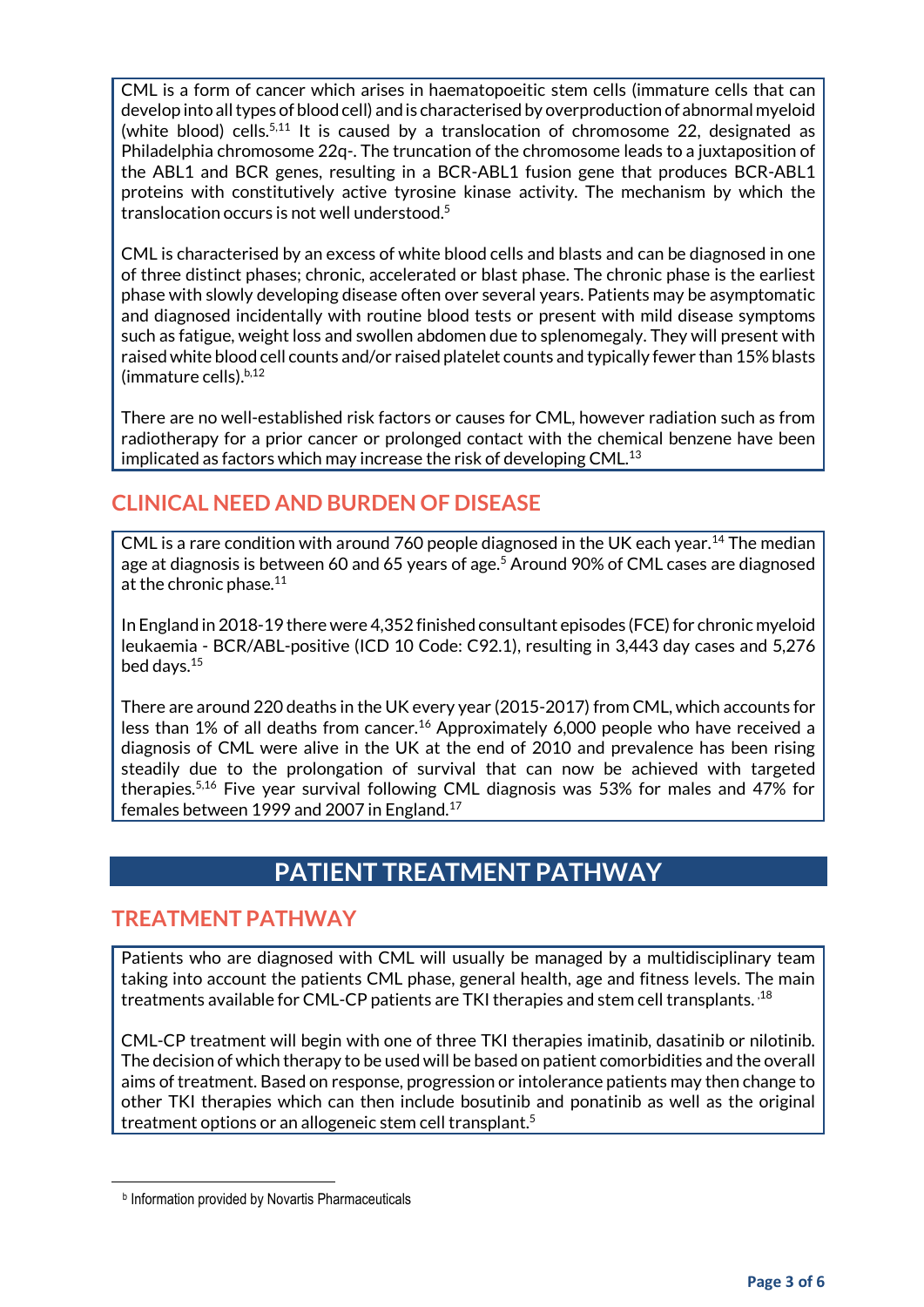CML is a form of cancer which arises in haematopoeitic stem cells (immature cells that can develop into all types of blood cell) and is characterised by overproduction of abnormal myeloid (white blood) cells.[5,11] It is caused by a translocation of chromosome 22, designated as Philadelphia chromosome 22q-. The truncation of the chromosome leads to a juxtaposition of the ABL1 and BCR genes, resulting in a BCR-ABL1 fusion gene that produces BCR-ABL1 proteins with constitutively active tyrosine kinase activity. The mechanism by which the translocation occurs is not well understood.[5]

CML is characterised by an excess of white blood cells and blasts and can be diagnosed in one of three distinct phases; chronic, accelerated or blast phase. The chronic phase is the earliest phase with slowly developing disease often over several years. Patients may be asymptomatic and diagnosed incidentally with routine blood tests or present with mild disease symptoms such as fatigue, weight loss and swollen abdomen due to splenomegaly. They will present with raised white blood cell counts and/or raised platelet counts and typically fewer than 15% blasts (immature cells).[b,12]

There are no well-established risk factors or causes for CML, however radiation such as from radiotherapy for a prior cancer or prolonged contact with the chemical benzene have been implicated as factors which may increase the risk of developing CML.[13]

## CLINICAL NEED AND BURDEN OF DISEASE

CML is a rare condition with around 760 people diagnosed in the UK each year.[14] The median age at diagnosis is between 60 and 65 years of age.[5] Around 90% of CML cases are diagnosed at the chronic phase.[11]

In England in 2018-19 there were 4,352 finished consultant episodes (FCE) for chronic myeloid leukaemia - BCR/ABL-positive (ICD 10 Code: C92.1), resulting in 3,443 day cases and 5,276 bed days.[15]

There are around 220 deaths in the UK every year (2015-2017) from CML, which accounts for less than 1% of all deaths from cancer.[16] Approximately 6,000 people who have received a diagnosis of CML were alive in the UK at the end of 2010 and prevalence has been rising steadily due to the prolongation of survival that can now be achieved with targeted therapies.[5,16] Five year survival following CML diagnosis was 53% for males and 47% for females between 1999 and 2007 in England.[17]

# PATIENT TREATMENT PATHWAY

## TREATMENT PATHWAY

Patients who are diagnosed with CML will usually be managed by a multidisciplinary team taking into account the patients CML phase, general health, age and fitness levels. The main treatments available for CML-CP patients are TKI therapies and stem cell transplants.[18]

CML-CP treatment will begin with one of three TKI therapies imatinib, dasatinib or nilotinib. The decision of which therapy to be used will be based on patient comorbidities and the overall aims of treatment. Based on response, progression or intolerance patients may then change to other TKI therapies which can then include bosutinib and ponatinib as well as the original treatment options or an allogeneic stem cell transplant.[5]

---

[b] Information provided by Novartis Pharmaceuticals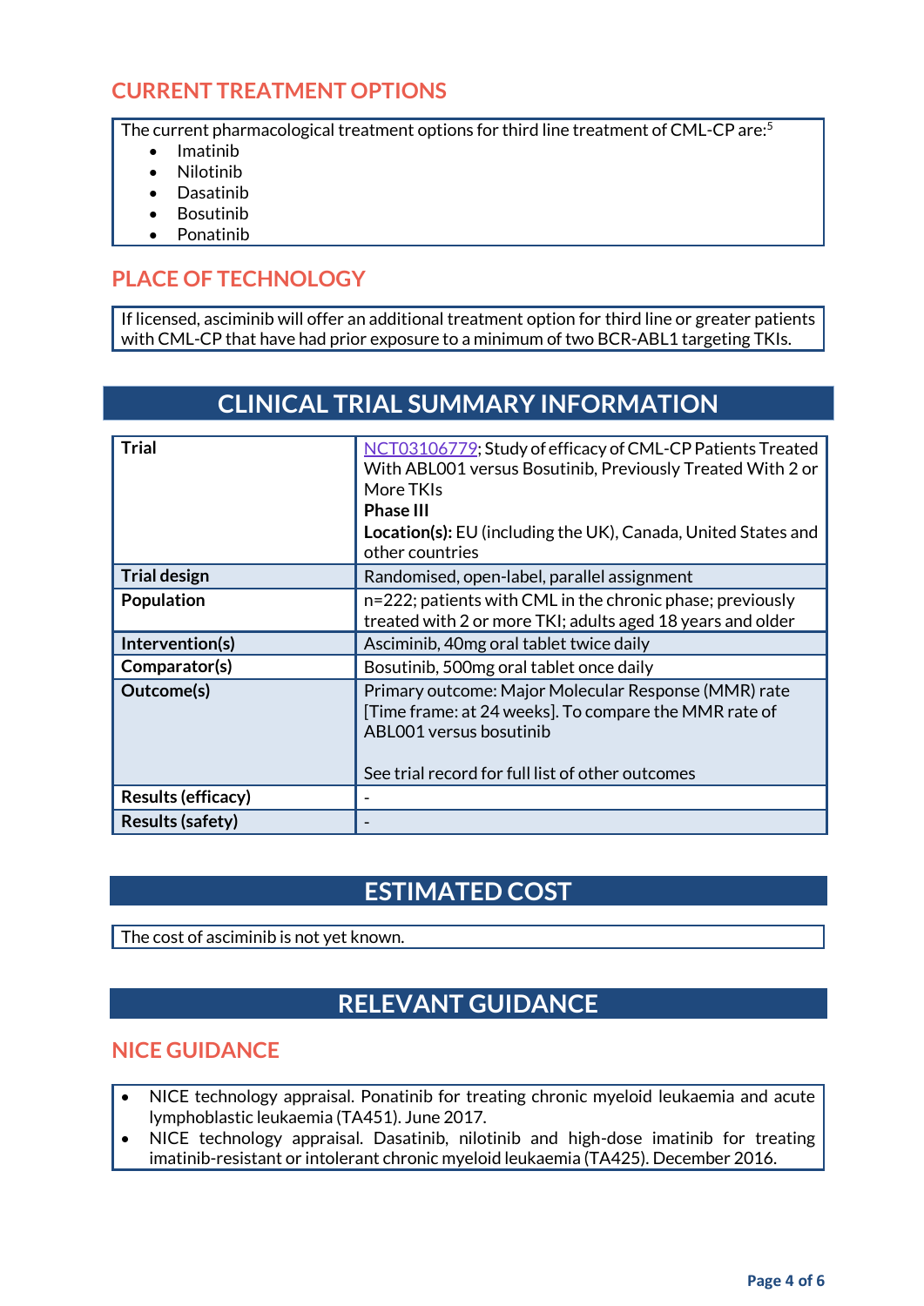## CURRENT TREATMENT OPTIONS

The current pharmacological treatment options for third line treatment of CML-CP are:[5]

- Imatinib
- Nilotinib
- Dasatinib
- Bosutinib
- Ponatinib

## PLACE OF TECHNOLOGY

If licensed, asciminib will offer an additional treatment option for third line or greater patients with CML-CP that have had prior exposure to a minimum of two BCR-ABL1 targeting TKIs.

# CLINICAL TRIAL SUMMARY INFORMATION

| | |
|---|---|
| **Trial** | NCT03106779; Study of efficacy of CML-CP Patients Treated With ABL001 versus Bosutinib, Previously Treated With 2 or More TKIs<br>**Phase III**<br>**Location(s):** EU (including the UK), Canada, United States and other countries |
| **Trial design** | Randomised, open-label, parallel assignment |
| **Population** | n=222; patients with CML in the chronic phase; previously treated with 2 or more TKI; adults aged 18 years and older |
| **Intervention(s)** | Asciminib, 40mg oral tablet twice daily |
| **Comparator(s)** | Bosutinib, 500mg oral tablet once daily |
| **Outcome(s)** | Primary outcome: Major Molecular Response (MMR) rate [Time frame: at 24 weeks]. To compare the MMR rate of ABL001 versus bosutinib<br><br>See trial record for full list of other outcomes |
| **Results (efficacy)** | - |
| **Results (safety)** | - |

# ESTIMATED COST

The cost of asciminib is not yet known.

# RELEVANT GUIDANCE

## NICE GUIDANCE

- NICE technology appraisal. Ponatinib for treating chronic myeloid leukaemia and acute lymphoblastic leukaemia (TA451). June 2017.
- NICE technology appraisal. Dasatinib, nilotinib and high-dose imatinib for treating imatinib-resistant or intolerant chronic myeloid leukaemia (TA425). December 2016.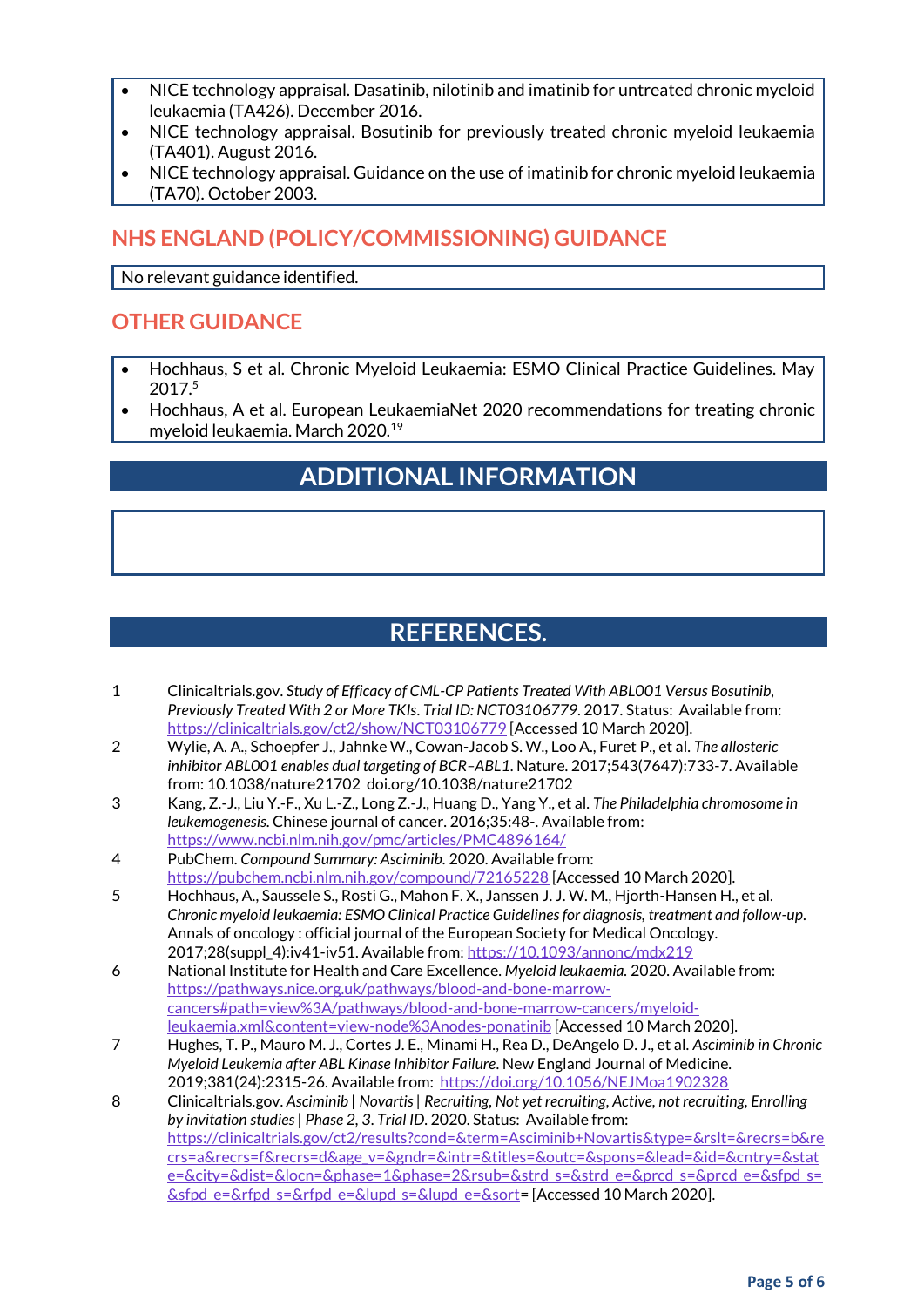- NICE technology appraisal. Dasatinib, nilotinib and imatinib for untreated chronic myeloid leukaemia (TA426). December 2016.
- NICE technology appraisal. Bosutinib for previously treated chronic myeloid leukaemia (TA401). August 2016.
- NICE technology appraisal. Guidance on the use of imatinib for chronic myeloid leukaemia (TA70). October 2003.

## NHS ENGLAND (POLICY/COMMISSIONING) GUIDANCE

No relevant guidance identified.

## OTHER GUIDANCE

- Hochhaus, S et al. Chronic Myeloid Leukaemia: ESMO Clinical Practice Guidelines. May 2017.[5]
- Hochhaus, A et al. European LeukaemiaNet 2020 recommendations for treating chronic myeloid leukaemia. March 2020.[19]

# ADDITIONAL INFORMATION

# REFERENCES.

1. Clinicaltrials.gov. *Study of Efficacy of CML-CP Patients Treated With ABL001 Versus Bosutinib, Previously Treated With 2 or More TKIs. Trial ID: NCT03106779*. 2017. Status: Available from: https://clinicaltrials.gov/ct2/show/NCT03106779 [Accessed 10 March 2020].
2. Wylie, A. A., Schoepfer J., Jahnke W., Cowan-Jacob S. W., Loo A., Furet P., et al. *The allosteric inhibitor ABL001 enables dual targeting of BCR–ABL1*. Nature. 2017;543(7647):733-7. Available from: 10.1038/nature21702 doi.org/10.1038/nature21702
3. Kang, Z.-J., Liu Y.-F., Xu L.-Z., Long Z.-J., Huang D., Yang Y., et al. *The Philadelphia chromosome in leukemogenesis*. Chinese journal of cancer. 2016;35:48-. Available from: https://www.ncbi.nlm.nih.gov/pmc/articles/PMC4896164/
4. PubChem. *Compound Summary: Asciminib*. 2020. Available from: https://pubchem.ncbi.nlm.nih.gov/compound/72165228 [Accessed 10 March 2020].
5. Hochhaus, A., Saussele S., Rosti G., Mahon F. X., Janssen J. J. W. M., Hjorth-Hansen H., et al. *Chronic myeloid leukaemia: ESMO Clinical Practice Guidelines for diagnosis, treatment and follow-up*. Annals of oncology : official journal of the European Society for Medical Oncology. 2017;28(suppl_4):iv41-iv51. Available from: https://10.1093/annonc/mdx219
6. National Institute for Health and Care Excellence. *Myeloid leukaemia.* 2020. Available from: https://pathways.nice.org.uk/pathways/blood-and-bone-marrow-cancers#path=view%3A/pathways/blood-and-bone-marrow-cancers/myeloid-leukaemia.xml&content=view-node%3Anodes-ponatinib [Accessed 10 March 2020].
7. Hughes, T. P., Mauro M. J., Cortes J. E., Minami H., Rea D., DeAngelo D. J., et al. *Asciminib in Chronic Myeloid Leukemia after ABL Kinase Inhibitor Failure*. New England Journal of Medicine. 2019;381(24):2315-26. Available from: https://doi.org/10.1056/NEJMoa1902328
8. Clinicaltrials.gov. *Asciminib | Novartis | Recruiting, Not yet recruiting, Active, not recruiting, Enrolling by invitation studies | Phase 2, 3. Trial ID*. 2020. Status: Available from: https://clinicaltrials.gov/ct2/results?cond=&term=Asciminib+Novartis&type=&rslt=&recrs=b&recrs=a&recrs=f&recrs=d&age_v=&gndr=&intr=&titles=&outc=&spons=&lead=&id=&cntry=&state=&city=&dist=&locn=&phase=1&phase=2&rsub=&strd_s=&strd_e=&prcd_s=&prcd_e=&sfpd_s=&sfpd_e=&rfpd_s=&rfpd_e=&lupd_s=&lupd_e=&sort= [Accessed 10 March 2020].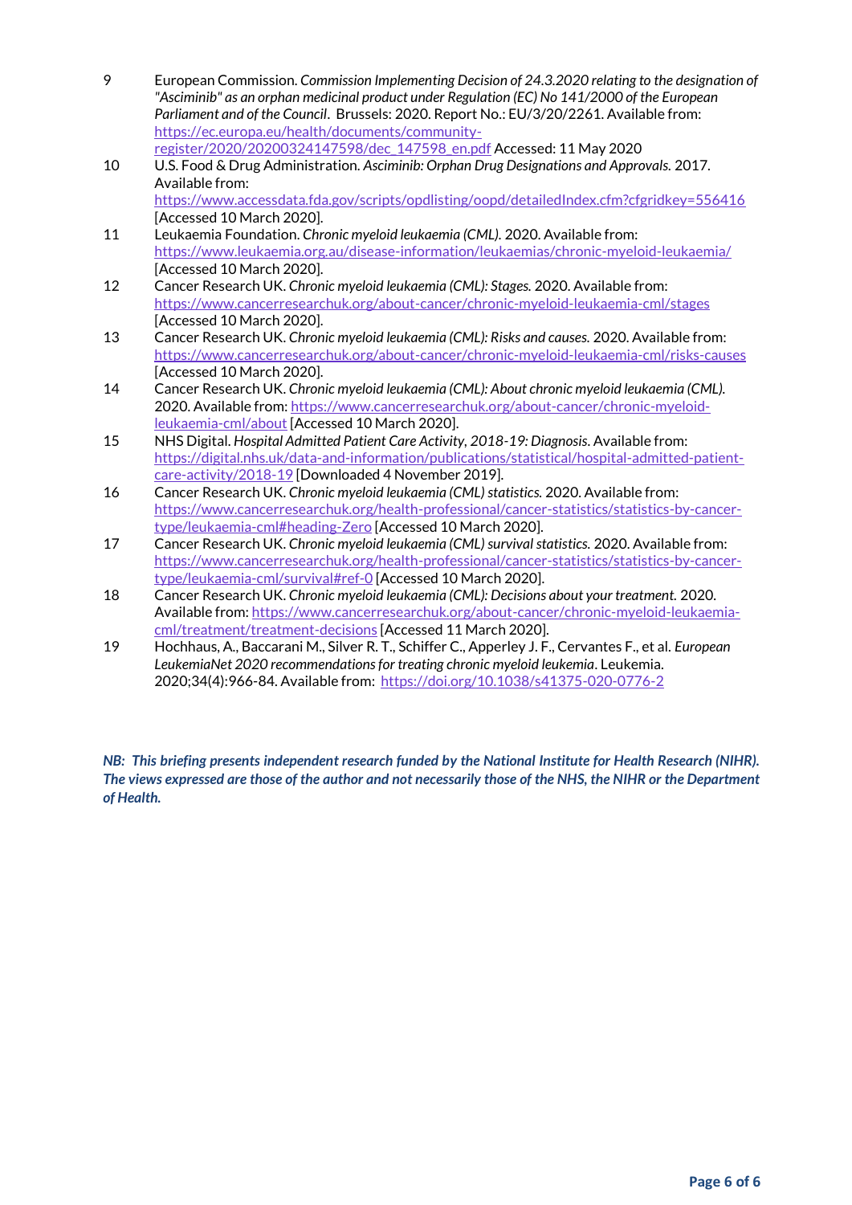9. European Commission. *Commission Implementing Decision of 24.3.2020 relating to the designation of "Asciminib" as an orphan medicinal product under Regulation (EC) No 141/2000 of the European Parliament and of the Council*. Brussels: 2020. Report No.: EU/3/20/2261. Available from: https://ec.europa.eu/health/documents/community-register/2020/20200324147598/dec_147598_en.pdf Accessed: 11 May 2020
10. U.S. Food & Drug Administration. *Asciminib: Orphan Drug Designations and Approvals.* 2017. Available from: https://www.accessdata.fda.gov/scripts/opdlisting/oopd/detailedIndex.cfm?cfgridkey=556416 [Accessed 10 March 2020].
11. Leukaemia Foundation. *Chronic myeloid leukaemia (CML).* 2020. Available from: https://www.leukaemia.org.au/disease-information/leukaemias/chronic-myeloid-leukaemia/ [Accessed 10 March 2020].
12. Cancer Research UK. *Chronic myeloid leukaemia (CML): Stages.* 2020. Available from: https://www.cancerresearchuk.org/about-cancer/chronic-myeloid-leukaemia-cml/stages [Accessed 10 March 2020].
13. Cancer Research UK. *Chronic myeloid leukaemia (CML): Risks and causes.* 2020. Available from: https://www.cancerresearchuk.org/about-cancer/chronic-myeloid-leukaemia-cml/risks-causes [Accessed 10 March 2020].
14. Cancer Research UK. *Chronic myeloid leukaemia (CML): About chronic myeloid leukaemia (CML).* 2020. Available from: https://www.cancerresearchuk.org/about-cancer/chronic-myeloid-leukaemia-cml/about [Accessed 10 March 2020].
15. NHS Digital. *Hospital Admitted Patient Care Activity, 2018-19: Diagnosis*. Available from: https://digital.nhs.uk/data-and-information/publications/statistical/hospital-admitted-patient-care-activity/2018-19 [Downloaded 4 November 2019].
16. Cancer Research UK. *Chronic myeloid leukaemia (CML) statistics.* 2020. Available from: https://www.cancerresearchuk.org/health-professional/cancer-statistics/statistics-by-cancer-type/leukaemia-cml#heading-Zero [Accessed 10 March 2020].
17. Cancer Research UK. *Chronic myeloid leukaemia (CML) survival statistics.* 2020. Available from: https://www.cancerresearchuk.org/health-professional/cancer-statistics/statistics-by-cancer-type/leukaemia-cml/survival#ref-0 [Accessed 10 March 2020].
18. Cancer Research UK. *Chronic myeloid leukaemia (CML): Decisions about your treatment.* 2020. Available from: https://www.cancerresearchuk.org/about-cancer/chronic-myeloid-leukaemia-cml/treatment/treatment-decisions [Accessed 11 March 2020].
19. Hochhaus, A., Baccarani M., Silver R. T., Schiffer C., Apperley J. F., Cervantes F., et al. *European LeukemiaNet 2020 recommendations for treating chronic myeloid leukemia*. Leukemia. 2020;34(4):966-84. Available from: https://doi.org/10.1038/s41375-020-0776-2

***NB: This briefing presents independent research funded by the National Institute for Health Research (NIHR). The views expressed are those of the author and not necessarily those of the NHS, the NIHR or the Department of Health.***